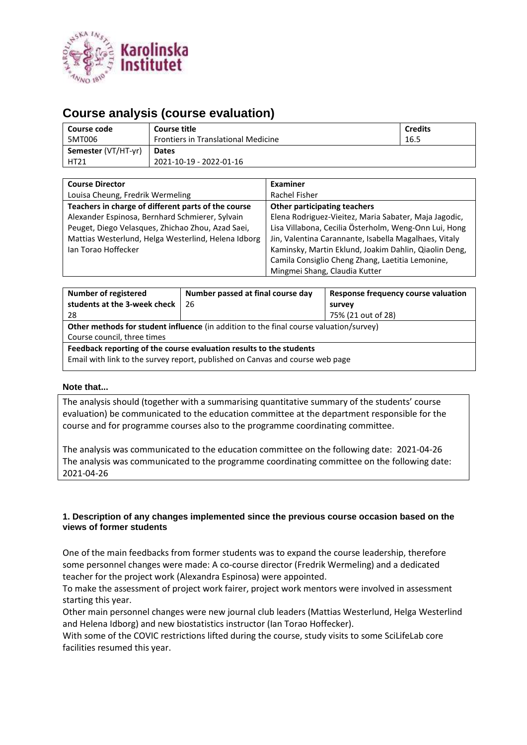# Course analysis (course evaluation)

| Course code | Course title | Credits |
| --- | --- | --- |
| 5MT006 | Frontiers in Translational Medicine | 16.5 |
| **Semester** (VT/HT-yr) | **Dates** | |
| HT21 | 2021-10-19 - 2022-01-16 | |

| Course Director | Examiner |
| --- | --- |
| Louisa Cheung, Fredrik Wermeling | Rachel Fisher |
| **Teachers in charge of different parts of the course** | **Other participating teachers** |
| Alexander Espinosa, Bernhard Schmierer, Sylvain Peuget, Diego Velasques, Zhichao Zhou, Azad Saei, Mattias Westerlund, Helga Westerlind, Helena Idborg Ian Torao Hoffecker | Elena Rodriguez-Vieitez, Maria Sabater, Maja Jagodic, Lisa Villabona, Cecilia Österholm, Weng-Onn Lui, Hong Jin, Valentina Carannante, Isabella Magalhaes, Vitaly Kaminsky, Martin Eklund, Joakim Dahlin, Qiaolin Deng, Camila Consiglio Cheng Zhang, Laetitia Lemonine, Mingmei Shang, Claudia Kutter |

| Number of registered students at the 3-week check | Number passed at final course day | Response frequency course valuation survey |
| --- | --- | --- |
| 28 | 26 | 75% (21 out of 28) |
| **Other methods for student influence** (in addition to the final course valuation/survey) | | |
| Course council, three times | | |
| **Feedback reporting of the course evaluation results to the students** | | |
| Email with link to the survey report, published on Canvas and course web page | | |

**Note that...**

The analysis should (together with a summarising quantitative summary of the students' course evaluation) be communicated to the education committee at the department responsible for the course and for programme courses also to the programme coordinating committee.

The analysis was communicated to the education committee on the following date: 2021-04-26
The analysis was communicated to the programme coordinating committee on the following date: 2021-04-26

### 1. Description of any changes implemented since the previous course occasion based on the views of former students

One of the main feedbacks from former students was to expand the course leadership, therefore some personnel changes were made: A co-course director (Fredrik Wermeling) and a dedicated teacher for the project work (Alexandra Espinosa) were appointed.
To make the assessment of project work fairer, project work mentors were involved in assessment starting this year.
Other main personnel changes were new journal club leaders (Mattias Westerlund, Helga Westerlind and Helena Idborg) and new biostatistics instructor (Ian Torao Hoffecker).
With some of the COVIC restrictions lifted during the course, study visits to some SciLifeLab core facilities resumed this year.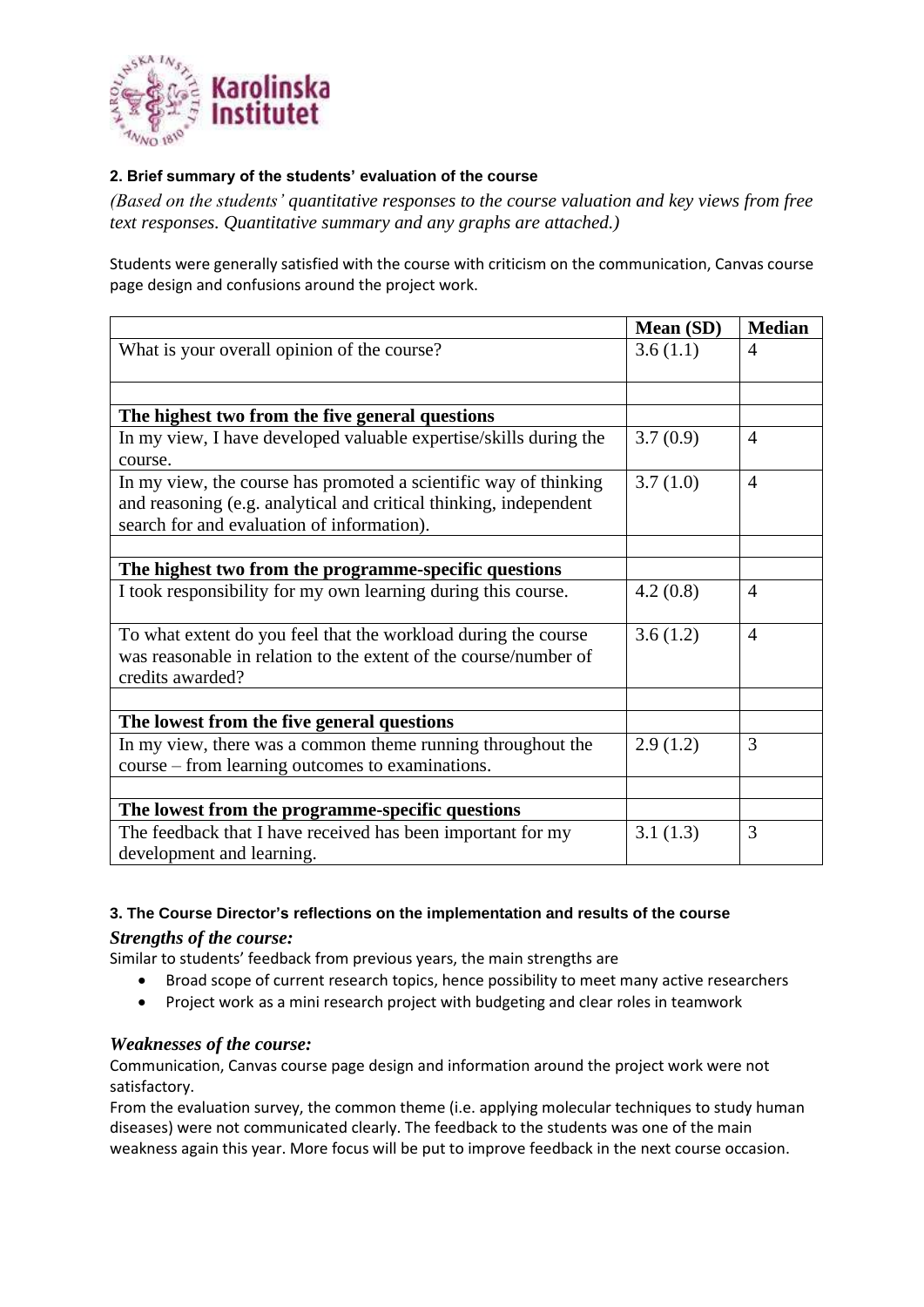**2. Brief summary of the students' evaluation of the course**

*(Based on the students' quantitative responses to the course valuation and key views from free text responses. Quantitative summary and any graphs are attached.)*

Students were generally satisfied with the course with criticism on the communication, Canvas course page design and confusions around the project work.

| | Mean (SD) | Median |
|---|---|---|
| What is your overall opinion of the course? | 3.6 (1.1) | 4 |
| | | |
| **The highest two from the five general questions** | | |
| In my view, I have developed valuable expertise/skills during the course. | 3.7 (0.9) | 4 |
| In my view, the course has promoted a scientific way of thinking and reasoning (e.g. analytical and critical thinking, independent search for and evaluation of information). | 3.7 (1.0) | 4 |
| | | |
| **The highest two from the programme-specific questions** | | |
| I took responsibility for my own learning during this course. | 4.2 (0.8) | 4 |
| To what extent do you feel that the workload during the course was reasonable in relation to the extent of the course/number of credits awarded? | 3.6 (1.2) | 4 |
| | | |
| **The lowest from the five general questions** | | |
| In my view, there was a common theme running throughout the course – from learning outcomes to examinations. | 2.9 (1.2) | 3 |
| | | |
| **The lowest from the programme-specific questions** | | |
| The feedback that I have received has been important for my development and learning. | 3.1 (1.3) | 3 |

**3. The Course Director's reflections on the implementation and results of the course**

***Strengths of the course:***

Similar to students' feedback from previous years, the main strengths are

- Broad scope of current research topics, hence possibility to meet many active researchers
- Project work as a mini research project with budgeting and clear roles in teamwork

***Weaknesses of the course:***

Communication, Canvas course page design and information around the project work were not satisfactory.

From the evaluation survey, the common theme (i.e. applying molecular techniques to study human diseases) were not communicated clearly. The feedback to the students was one of the main weakness again this year. More focus will be put to improve feedback in the next course occasion.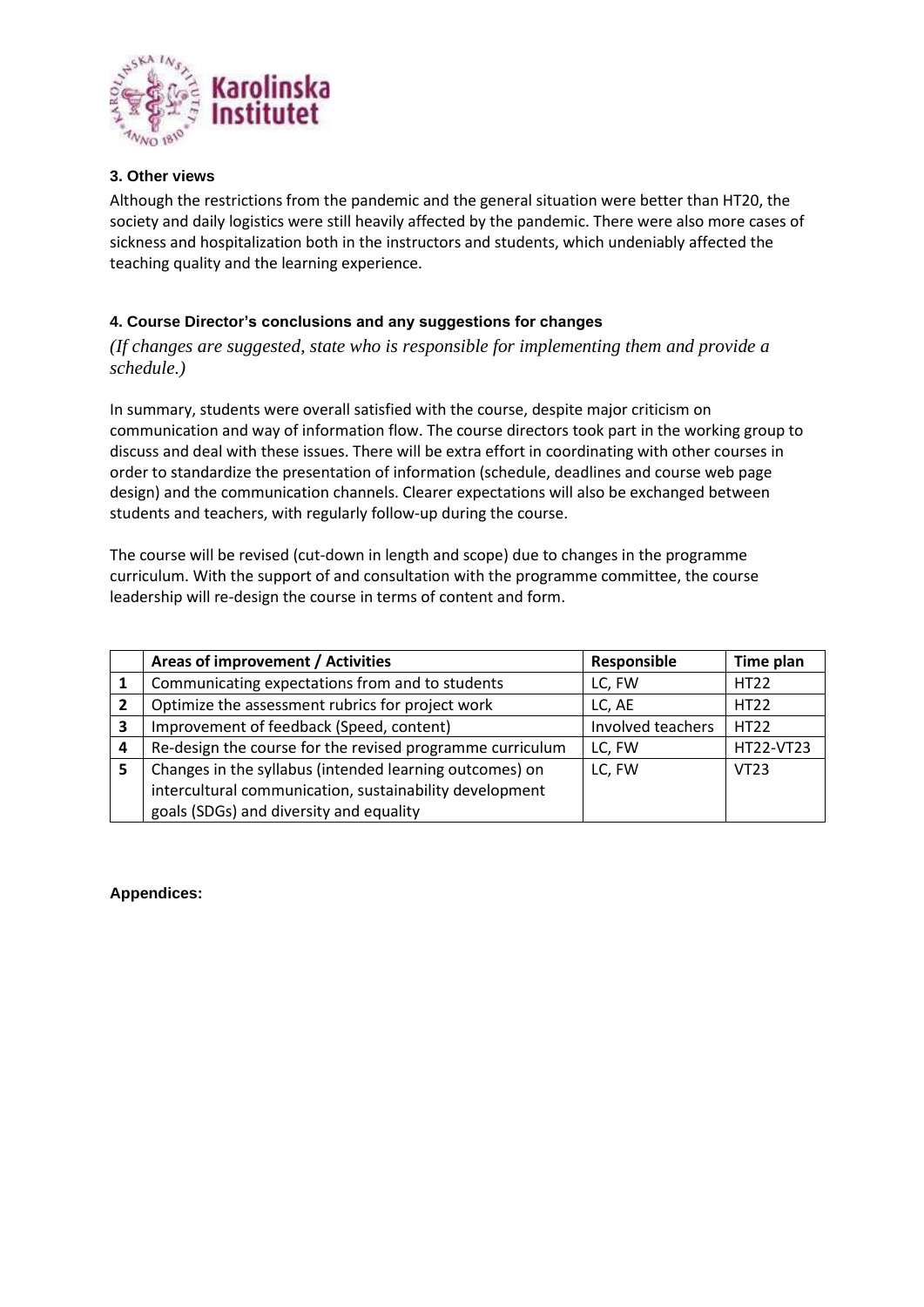### 3. Other views

Although the restrictions from the pandemic and the general situation were better than HT20, the society and daily logistics were still heavily affected by the pandemic. There were also more cases of sickness and hospitalization both in the instructors and students, which undeniably affected the teaching quality and the learning experience.

### 4. Course Director's conclusions and any suggestions for changes

*(If changes are suggested, state who is responsible for implementing them and provide a schedule.)*

In summary, students were overall satisfied with the course, despite major criticism on communication and way of information flow. The course directors took part in the working group to discuss and deal with these issues. There will be extra effort in coordinating with other courses in order to standardize the presentation of information (schedule, deadlines and course web page design) and the communication channels. Clearer expectations will also be exchanged between students and teachers, with regularly follow-up during the course.

The course will be revised (cut-down in length and scope) due to changes in the programme curriculum. With the support of and consultation with the programme committee, the course leadership will re-design the course in terms of content and form.

| | Areas of improvement / Activities | Responsible | Time plan |
|---|---|---|---|
| 1 | Communicating expectations from and to students | LC, FW | HT22 |
| 2 | Optimize the assessment rubrics for project work | LC, AE | HT22 |
| 3 | Improvement of feedback (Speed, content) | Involved teachers | HT22 |
| 4 | Re-design the course for the revised programme curriculum | LC, FW | HT22-VT23 |
| 5 | Changes in the syllabus (intended learning outcomes) on intercultural communication, sustainability development goals (SDGs) and diversity and equality | LC, FW | VT23 |

**Appendices:**